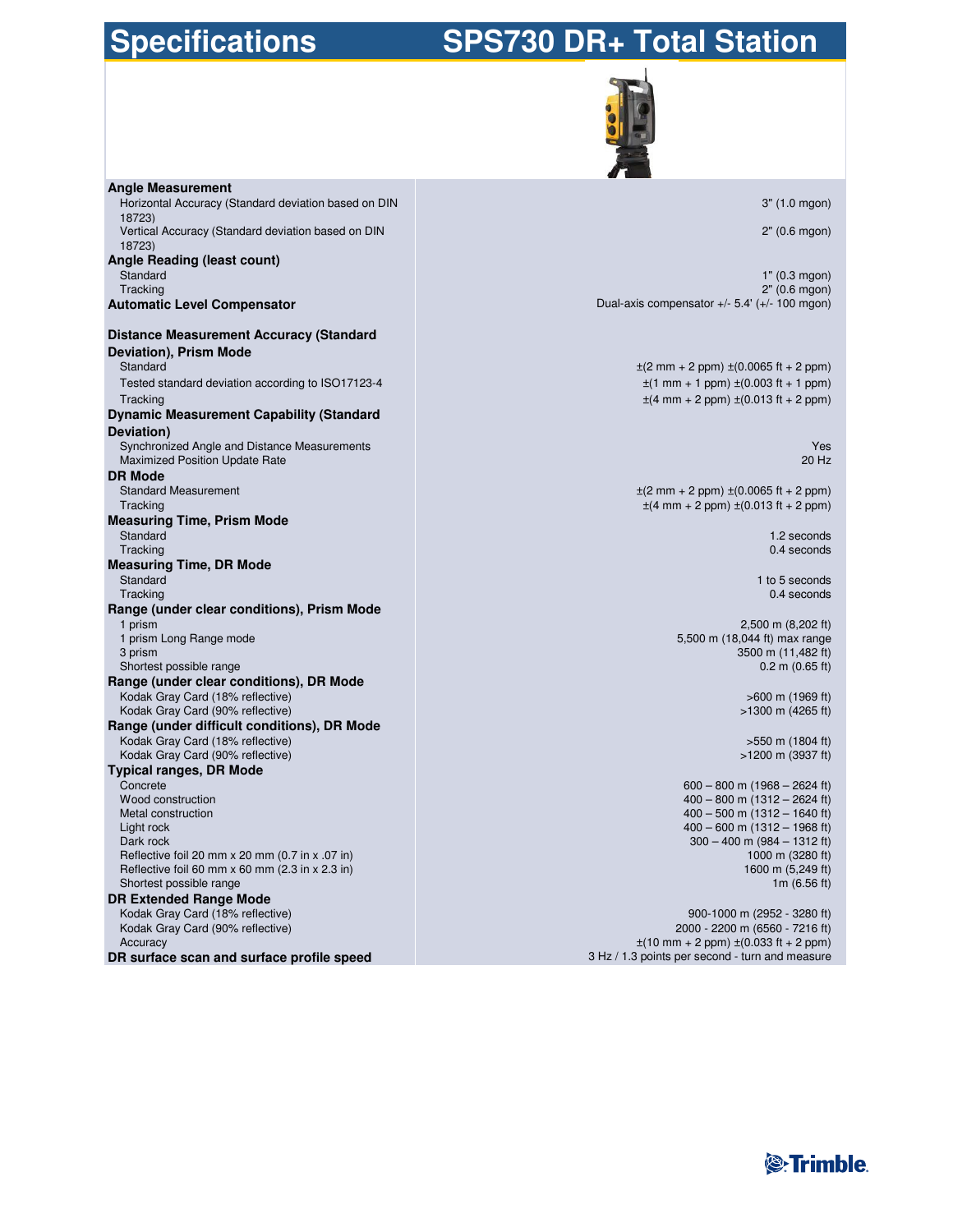# Specifications

# SPS730 DR+ Total Station

| | |
|---|---|
| **Angle Measurement** | |
| Horizontal Accuracy (Standard deviation based on DIN 18723) | 3" (1.0 mgon) |
| Vertical Accuracy (Standard deviation based on DIN 18723) | 2" (0.6 mgon) |
| **Angle Reading (least count)** | |
| Standard | 1" (0.3 mgon) |
| Tracking | 2" (0.6 mgon) |
| **Automatic Level Compensator** | Dual-axis compensator +/- 5.4' (+/- 100 mgon) |
| **Distance Measurement Accuracy (Standard Deviation), Prism Mode** | |
| Standard | ±(2 mm + 2 ppm) ±(0.0065 ft + 2 ppm) |
| Tested standard deviation according to ISO17123-4 | ±(1 mm + 1 ppm) ±(0.003 ft + 1 ppm) |
| Tracking | ±(4 mm + 2 ppm) ±(0.013 ft + 2 ppm) |
| **Dynamic Measurement Capability (Standard Deviation)** | |
| Synchronized Angle and Distance Measurements | Yes |
| Maximized Position Update Rate | 20 Hz |
| **DR Mode** | |
| Standard Measurement | ±(2 mm + 2 ppm) ±(0.0065 ft + 2 ppm) |
| Tracking | ±(4 mm + 2 ppm) ±(0.013 ft + 2 ppm) |
| **Measuring Time, Prism Mode** | |
| Standard | 1.2 seconds |
| Tracking | 0.4 seconds |
| **Measuring Time, DR Mode** | |
| Standard | 1 to 5 seconds |
| Tracking | 0.4 seconds |
| **Range (under clear conditions), Prism Mode** | |
| 1 prism | 2,500 m (8,202 ft) |
| 1 prism Long Range mode | 5,500 m (18,044 ft) max range |
| 3 prism | 3500 m (11,482 ft) |
| Shortest possible range | 0.2 m (0.65 ft) |
| **Range (under clear conditions), DR Mode** | |
| Kodak Gray Card (18% reflective) | >600 m (1969 ft) |
| Kodak Gray Card (90% reflective) | >1300 m (4265 ft) |
| **Range (under difficult conditions), DR Mode** | |
| Kodak Gray Card (18% reflective) | >550 m (1804 ft) |
| Kodak Gray Card (90% reflective) | >1200 m (3937 ft) |
| **Typical ranges, DR Mode** | |
| Concrete | 600 – 800 m (1968 – 2624 ft) |
| Wood construction | 400 – 800 m (1312 – 2624 ft) |
| Metal construction | 400 – 500 m (1312 – 1640 ft) |
| Light rock | 400 – 600 m (1312 – 1968 ft) |
| Dark rock | 300 – 400 m (984 – 1312 ft) |
| Reflective foil 20 mm x 20 mm (0.7 in x .07 in) | 1000 m (3280 ft) |
| Reflective foil 60 mm x 60 mm (2.3 in x 2.3 in) | 1600 m (5,249 ft) |
| Shortest possible range | 1m (6.56 ft) |
| **DR Extended Range Mode** | |
| Kodak Gray Card (18% reflective) | 900-1000 m (2952 - 3280 ft) |
| Kodak Gray Card (90% reflective) | 2000 - 2200 m (6560 - 7216 ft) |
| Accuracy | ±(10 mm + 2 ppm) ±(0.033 ft + 2 ppm) |
| **DR surface scan and surface profile speed** | 3 Hz / 1.3 points per second - turn and measure |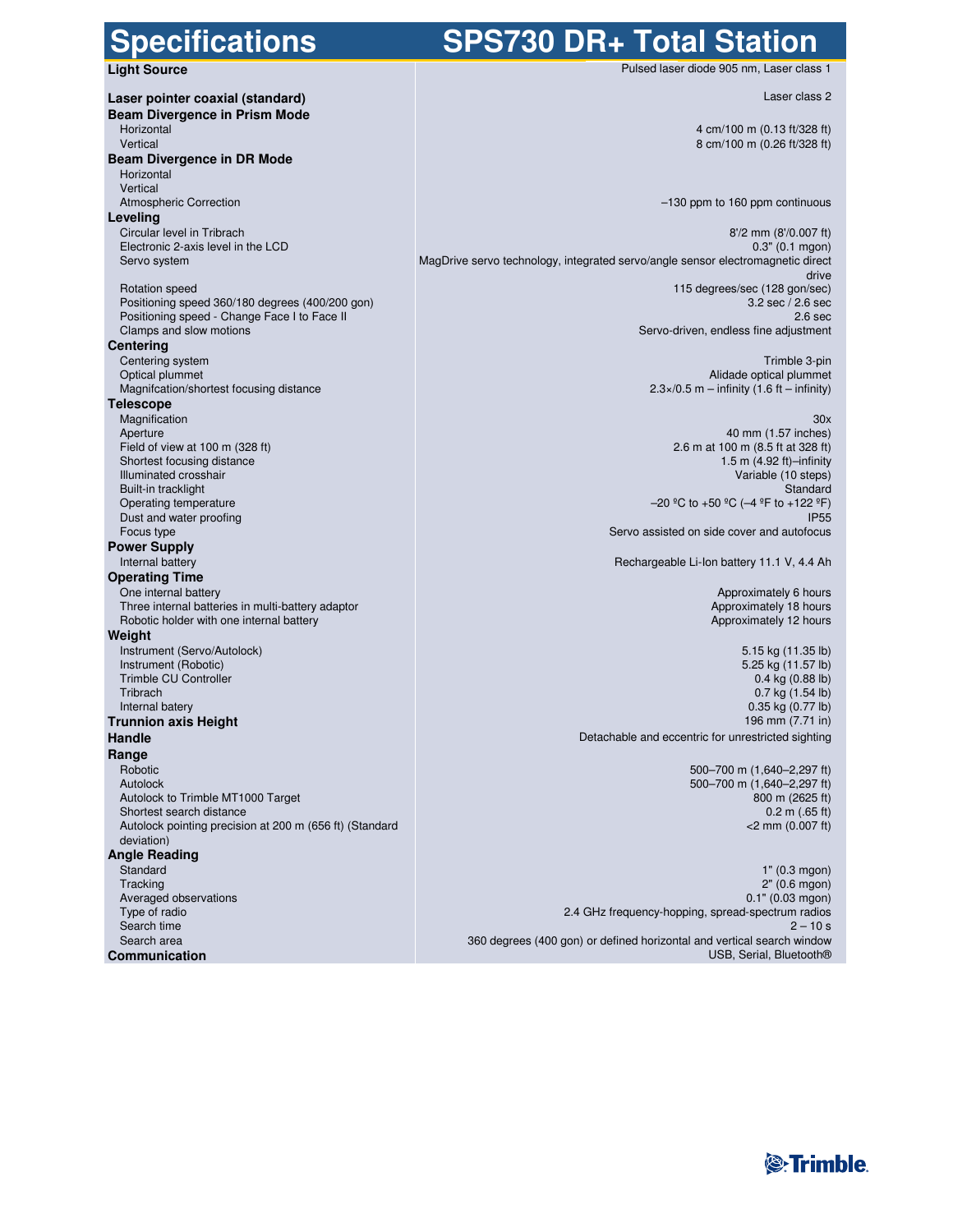# Specifications — SPS730 DR+ Total Station

| Specification | Value |
| --- | --- |
| **Light Source** | Pulsed laser diode 905 nm, Laser class 1 |
| **Laser pointer coaxial (standard)** | Laser class 2 |
| **Beam Divergence in Prism Mode** | |
| Horizontal | 4 cm/100 m (0.13 ft/328 ft) |
| Vertical | 8 cm/100 m (0.26 ft/328 ft) |
| **Beam Divergence in DR Mode** | |
| Horizontal | |
| Vertical | |
| Atmospheric Correction | –130 ppm to 160 ppm continuous |
| **Leveling** | |
| Circular level in Tribrach | 8'/2 mm (8'/0.007 ft) |
| Electronic 2-axis level in the LCD | 0.3" (0.1 mgon) |
| Servo system | MagDrive servo technology, integrated servo/angle sensor electromagnetic direct drive |
| Rotation speed | 115 degrees/sec (128 gon/sec) |
| Positioning speed 360/180 degrees (400/200 gon) | 3.2 sec / 2.6 sec |
| Positioning speed - Change Face I to Face II | 2.6 sec |
| Clamps and slow motions | Servo-driven, endless fine adjustment |
| **Centering** | |
| Centering system | Trimble 3-pin |
| Optical plummet | Alidade optical plummet |
| Magnifcation/shortest focusing distance | 2.3×/0.5 m – infinity (1.6 ft – infinity) |
| **Telescope** | |
| Magnification | 30x |
| Aperture | 40 mm (1.57 inches) |
| Field of view at 100 m (328 ft) | 2.6 m at 100 m (8.5 ft at 328 ft) |
| Shortest focusing distance | 1.5 m (4.92 ft)–infinity |
| Illuminated crosshair | Variable (10 steps) |
| Built-in tracklight | Standard |
| Operating temperature | –20 ºC to +50 ºC (–4 ºF to +122 ºF) |
| Dust and water proofing | IP55 |
| Focus type | Servo assisted on side cover and autofocus |
| **Power Supply** | |
| Internal battery | Rechargeable Li-Ion battery 11.1 V, 4.4 Ah |
| **Operating Time** | |
| One internal battery | Approximately 6 hours |
| Three internal batteries in multi-battery adaptor | Approximately 18 hours |
| Robotic holder with one internal battery | Approximately 12 hours |
| **Weight** | |
| Instrument (Servo/Autolock) | 5.15 kg (11.35 lb) |
| Instrument (Robotic) | 5.25 kg (11.57 lb) |
| Trimble CU Controller | 0.4 kg (0.88 lb) |
| Tribrach | 0.7 kg (1.54 lb) |
| Internal batery | 0.35 kg (0.77 lb) |
| **Trunnion axis Height** | 196 mm (7.71 in) |
| **Handle** | Detachable and eccentric for unrestricted sighting |
| **Range** | |
| Robotic | 500–700 m (1,640–2,297 ft) |
| Autolock | 500–700 m (1,640–2,297 ft) |
| Autolock to Trimble MT1000 Target | 800 m (2625 ft) |
| Shortest search distance | 0.2 m (.65 ft) |
| Autolock pointing precision at 200 m (656 ft) (Standard deviation) | <2 mm (0.007 ft) |
| **Angle Reading** | |
| Standard | 1" (0.3 mgon) |
| Tracking | 2" (0.6 mgon) |
| Averaged observations | 0.1" (0.03 mgon) |
| Type of radio | 2.4 GHz frequency-hopping, spread-spectrum radios |
| Search time | 2 – 10 s |
| Search area | 360 degrees (400 gon) or defined horizontal and vertical search window |
| **Communication** | USB, Serial, Bluetooth® |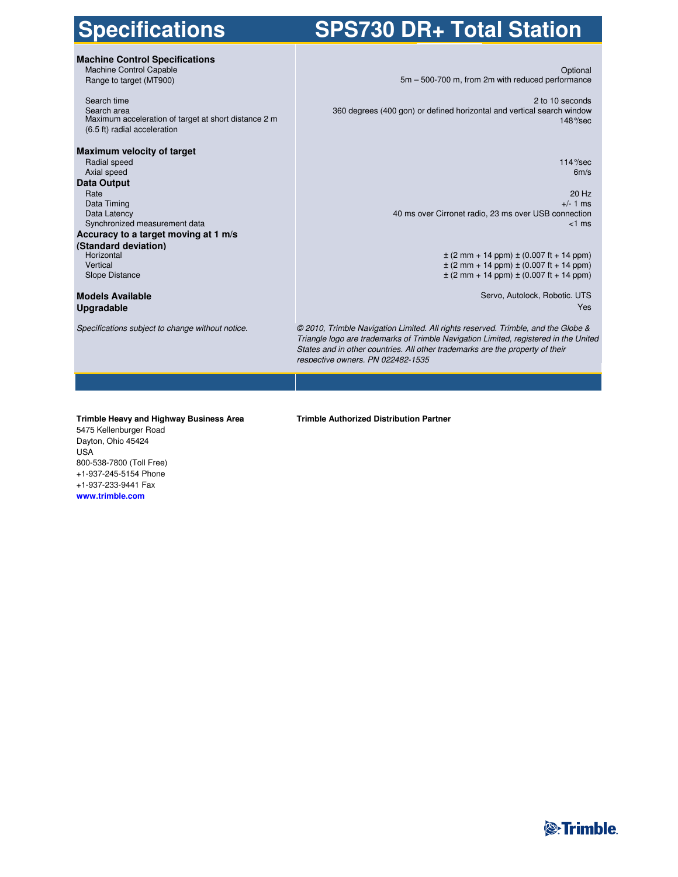# Specifications — SPS730 DR+ Total Station

| | |
|---|---|
| **Machine Control Specifications** | |
| Machine Control Capable | Optional |
| Range to target (MT900) | 5m – 500-700 m, from 2m with reduced performance |
| Search time | 2 to 10 seconds |
| Search area | 360 degrees (400 gon) or defined horizontal and vertical search window |
| Maximum acceleration of target at short distance 2 m (6.5 ft) radial acceleration | 148°/sec |
| **Maximum velocity of target** | |
| Radial speed | 114°/sec |
| Axial speed | 6m/s |
| **Data Output** | |
| Rate | 20 Hz |
| Data Timing | +/- 1 ms |
| Data Latency | 40 ms over Cirronet radio, 23 ms over USB connection |
| Synchronized measurement data | <1 ms |
| **Accuracy to a target moving at 1 m/s (Standard deviation)** | |
| Horizontal | ± (2 mm + 14 ppm) ± (0.007 ft + 14 ppm) |
| Vertical | ± (2 mm + 14 ppm) ± (0.007 ft + 14 ppm) |
| Slope Distance | ± (2 mm + 14 ppm) ± (0.007 ft + 14 ppm) |
| **Models Available** | Servo, Autolock, Robotic. UTS |
| **Upgradable** | Yes |

*Specifications subject to change without notice.*

*© 2010, Trimble Navigation Limited. All rights reserved. Trimble, and the Globe & Triangle logo are trademarks of Trimble Navigation Limited, registered in the United States and in other countries. All other trademarks are the property of their respective owners. PN 022482-1535*

**Trimble Heavy and Highway Business Area**
5475 Kellenburger Road
Dayton, Ohio 45424
USA
800-538-7800 (Toll Free)
+1-937-245-5154 Phone
+1-937-233-9441 Fax
**www.trimble.com**

**Trimble Authorized Distribution Partner**

Trimble.